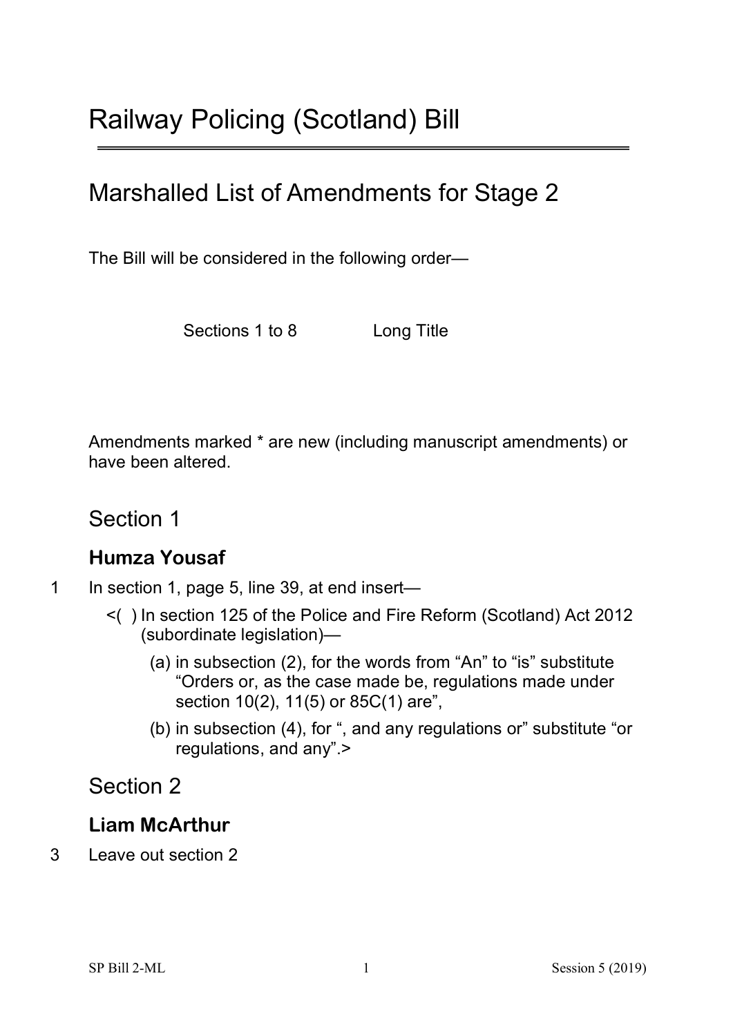# Railway Policing (Scotland) Bill

## Marshalled List of Amendments for Stage 2

The Bill will be considered in the following order—

Sections 1 to 8 Long Title

Amendments marked * are new (including manuscript amendments) or have been altered.

## Section 1

### Humza Yousaf

1 In section 1, page 5, line 39, at end insert—

<( ) In section 125 of the Police and Fire Reform (Scotland) Act 2012 (subordinate legislation)—

(a) in subsection (2), for the words from "An" to "is" substitute "Orders or, as the case made be, regulations made under section 10(2), 11(5) or 85C(1) are",

(b) in subsection (4), for ", and any regulations or" substitute "or regulations, and any".>

## Section 2

### Liam McArthur

3 Leave out section 2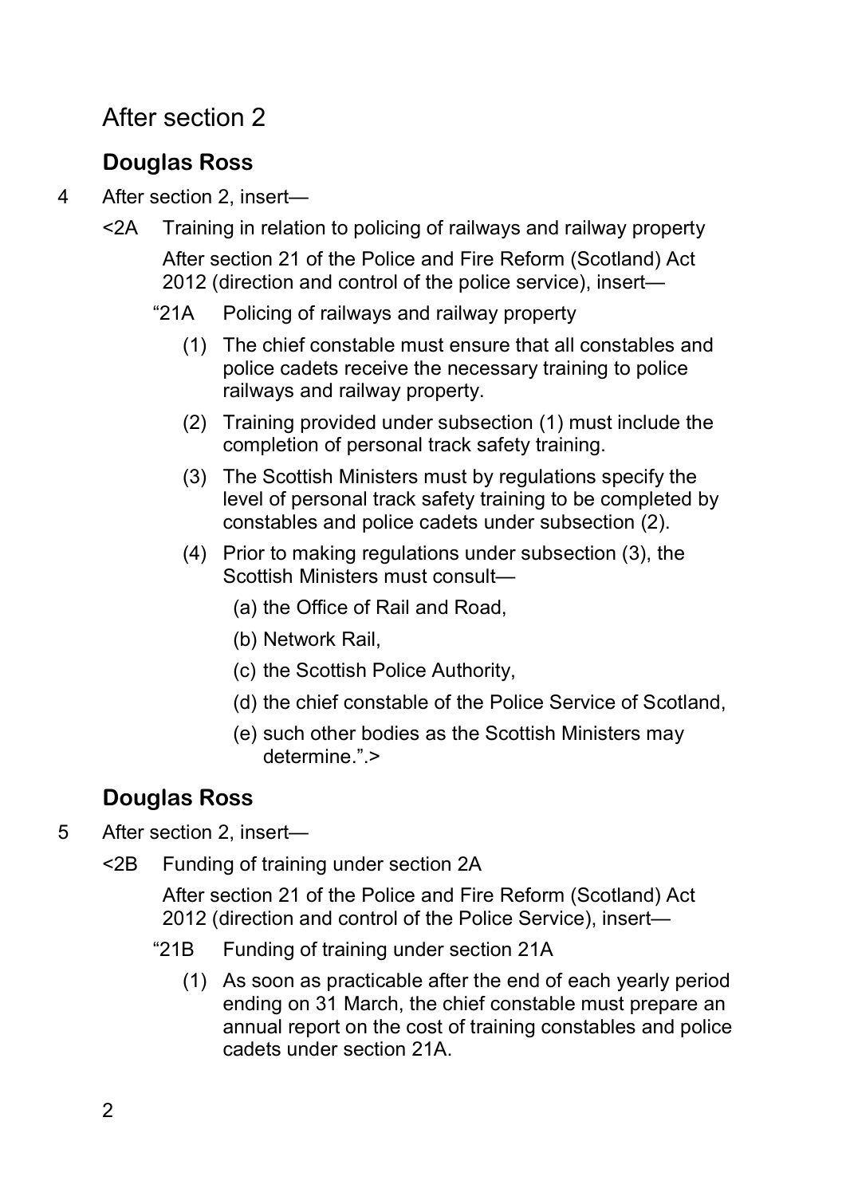## After section 2

### Douglas Ross

4 After section 2, insert—

<2A Training in relation to policing of railways and railway property

After section 21 of the Police and Fire Reform (Scotland) Act 2012 (direction and control of the police service), insert—

"21A Policing of railways and railway property

(1) The chief constable must ensure that all constables and police cadets receive the necessary training to police railways and railway property.

(2) Training provided under subsection (1) must include the completion of personal track safety training.

(3) The Scottish Ministers must by regulations specify the level of personal track safety training to be completed by constables and police cadets under subsection (2).

(4) Prior to making regulations under subsection (3), the Scottish Ministers must consult—

(a) the Office of Rail and Road,

(b) Network Rail,

(c) the Scottish Police Authority,

(d) the chief constable of the Police Service of Scotland,

(e) such other bodies as the Scottish Ministers may determine.".>

### Douglas Ross

5 After section 2, insert—

<2B Funding of training under section 2A

After section 21 of the Police and Fire Reform (Scotland) Act 2012 (direction and control of the Police Service), insert—

"21B Funding of training under section 21A

(1) As soon as practicable after the end of each yearly period ending on 31 March, the chief constable must prepare an annual report on the cost of training constables and police cadets under section 21A.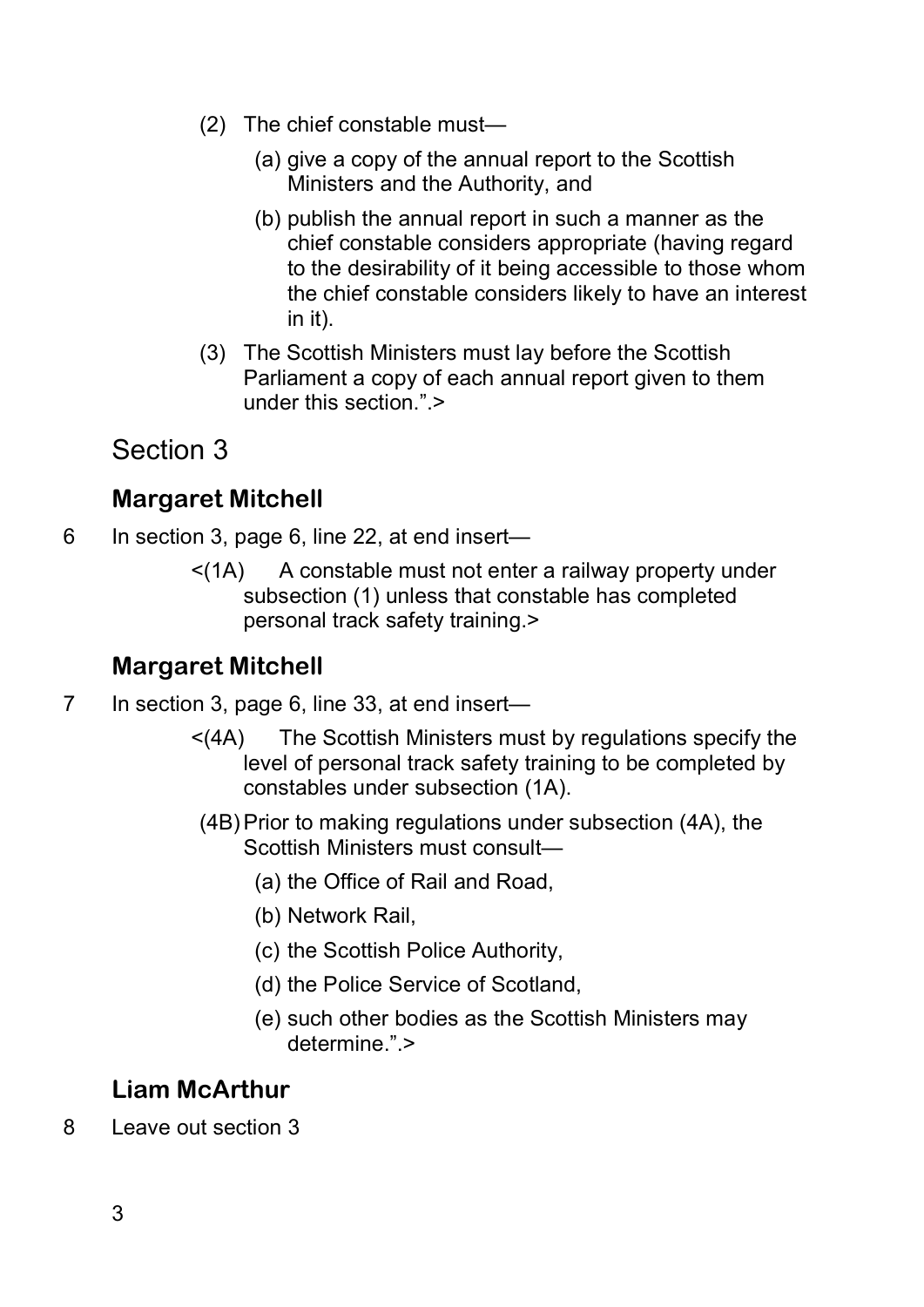(2) The chief constable must—

(a) give a copy of the annual report to the Scottish Ministers and the Authority, and

(b) publish the annual report in such a manner as the chief constable considers appropriate (having regard to the desirability of it being accessible to those whom the chief constable considers likely to have an interest in it).

(3) The Scottish Ministers must lay before the Scottish Parliament a copy of each annual report given to them under this section.”.>

## Section 3

### Margaret Mitchell

6 In section 3, page 6, line 22, at end insert—

<(1A) A constable must not enter a railway property under subsection (1) unless that constable has completed personal track safety training.>

### Margaret Mitchell

7 In section 3, page 6, line 33, at end insert—

<(4A) The Scottish Ministers must by regulations specify the level of personal track safety training to be completed by constables under subsection (1A).

(4B) Prior to making regulations under subsection (4A), the Scottish Ministers must consult—

(a) the Office of Rail and Road,

(b) Network Rail,

(c) the Scottish Police Authority,

(d) the Police Service of Scotland,

(e) such other bodies as the Scottish Ministers may determine.”.>

### Liam McArthur

8 Leave out section 3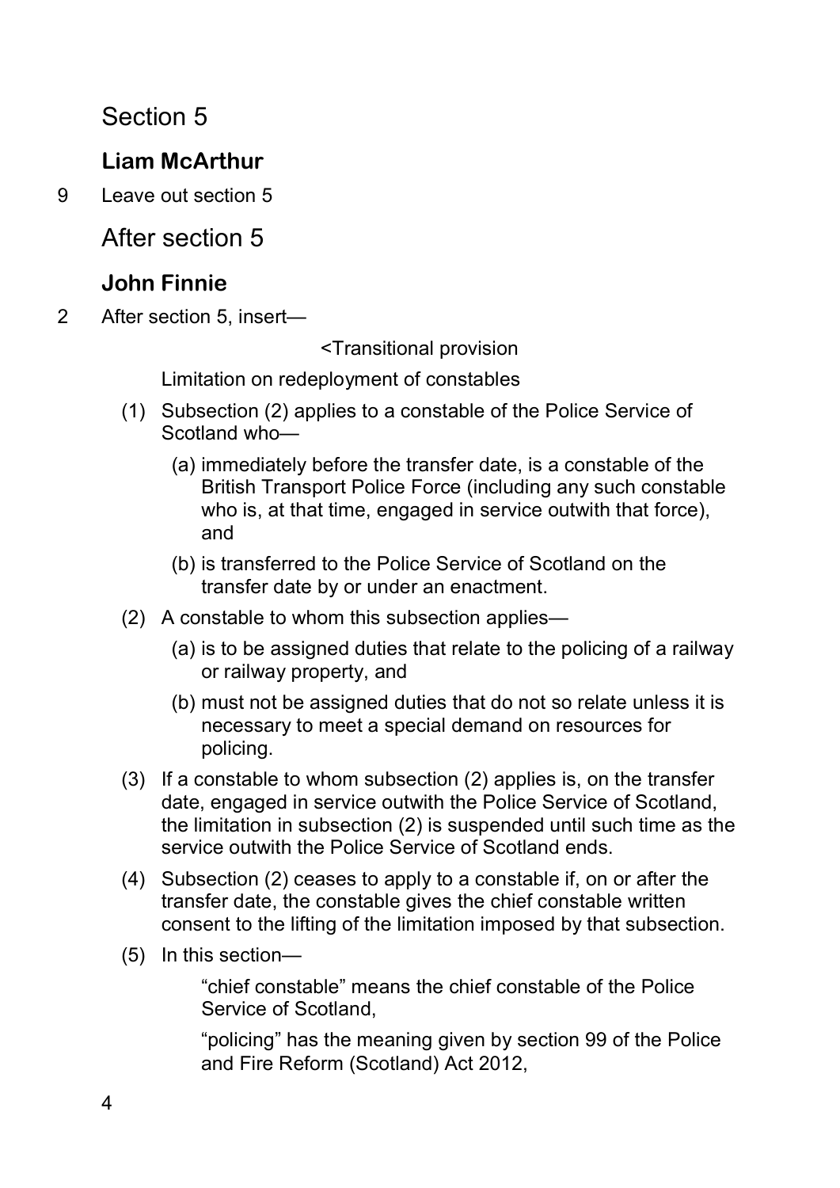## Section 5

### Liam McArthur

9 Leave out section 5

## After section 5

### John Finnie

2 After section 5, insert—

<Transitional provision

Limitation on redeployment of constables

(1) Subsection (2) applies to a constable of the Police Service of Scotland who—

(a) immediately before the transfer date, is a constable of the British Transport Police Force (including any such constable who is, at that time, engaged in service outwith that force), and

(b) is transferred to the Police Service of Scotland on the transfer date by or under an enactment.

(2) A constable to whom this subsection applies—

(a) is to be assigned duties that relate to the policing of a railway or railway property, and

(b) must not be assigned duties that do not so relate unless it is necessary to meet a special demand on resources for policing.

(3) If a constable to whom subsection (2) applies is, on the transfer date, engaged in service outwith the Police Service of Scotland, the limitation in subsection (2) is suspended until such time as the service outwith the Police Service of Scotland ends.

(4) Subsection (2) ceases to apply to a constable if, on or after the transfer date, the constable gives the chief constable written consent to the lifting of the limitation imposed by that subsection.

(5) In this section—

"chief constable" means the chief constable of the Police Service of Scotland,

"policing" has the meaning given by section 99 of the Police and Fire Reform (Scotland) Act 2012,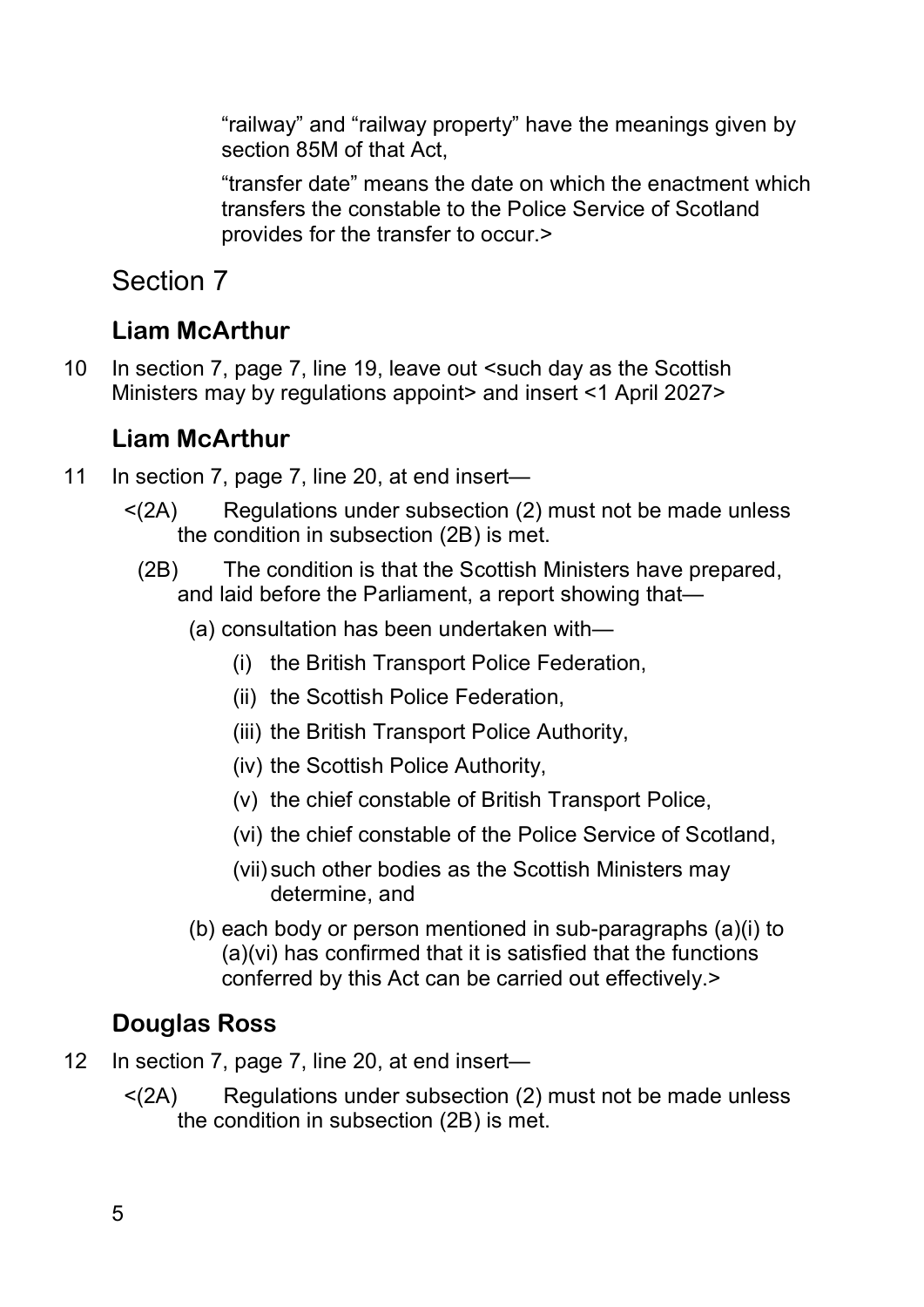"railway" and "railway property" have the meanings given by section 85M of that Act,

"transfer date" means the date on which the enactment which transfers the constable to the Police Service of Scotland provides for the transfer to occur.>

## Section 7

### Liam McArthur

10 In section 7, page 7, line 19, leave out <such day as the Scottish Ministers may by regulations appoint> and insert <1 April 2027>

### Liam McArthur

11 In section 7, page 7, line 20, at end insert—

<(2A) Regulations under subsection (2) must not be made unless the condition in subsection (2B) is met.

(2B) The condition is that the Scottish Ministers have prepared, and laid before the Parliament, a report showing that—

(a) consultation has been undertaken with—

(i) the British Transport Police Federation,

(ii) the Scottish Police Federation,

(iii) the British Transport Police Authority,

(iv) the Scottish Police Authority,

(v) the chief constable of British Transport Police,

(vi) the chief constable of the Police Service of Scotland,

(vii) such other bodies as the Scottish Ministers may determine, and

(b) each body or person mentioned in sub-paragraphs (a)(i) to (a)(vi) has confirmed that it is satisfied that the functions conferred by this Act can be carried out effectively.>

### Douglas Ross

12 In section 7, page 7, line 20, at end insert—

<(2A) Regulations under subsection (2) must not be made unless the condition in subsection (2B) is met.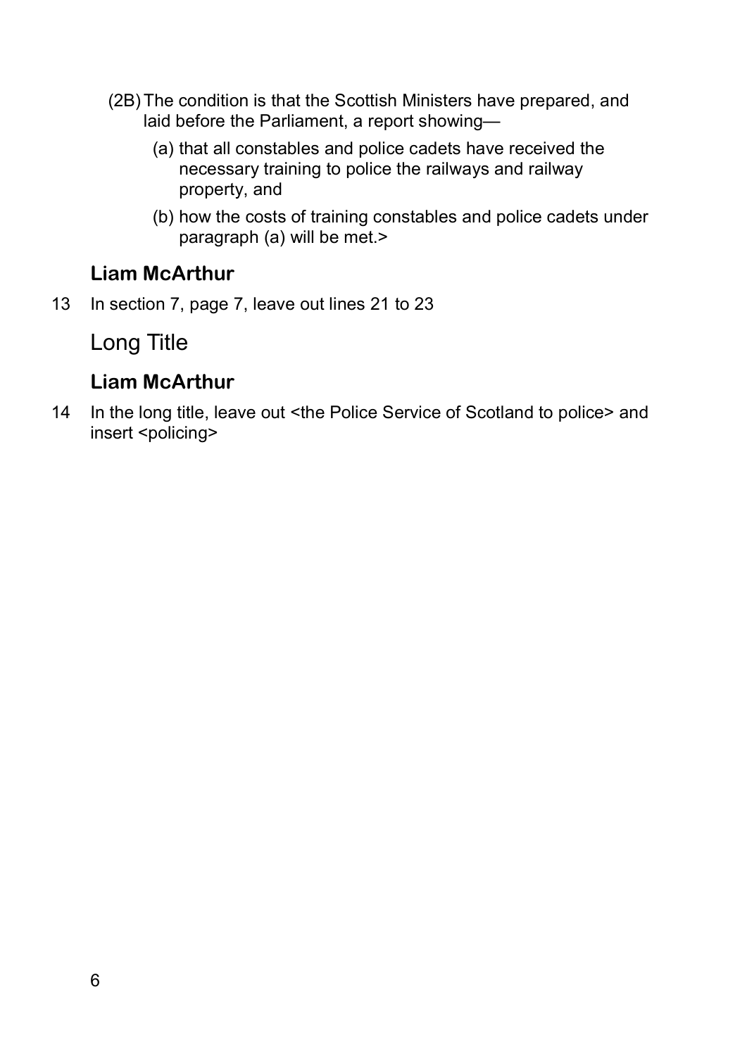(2B) The condition is that the Scottish Ministers have prepared, and laid before the Parliament, a report showing—

(a) that all constables and police cadets have received the necessary training to police the railways and railway property, and

(b) how the costs of training constables and police cadets under paragraph (a) will be met.>

**Liam McArthur**

13 In section 7, page 7, leave out lines 21 to 23

## Long Title

**Liam McArthur**

14 In the long title, leave out <the Police Service of Scotland to police> and insert <policing>